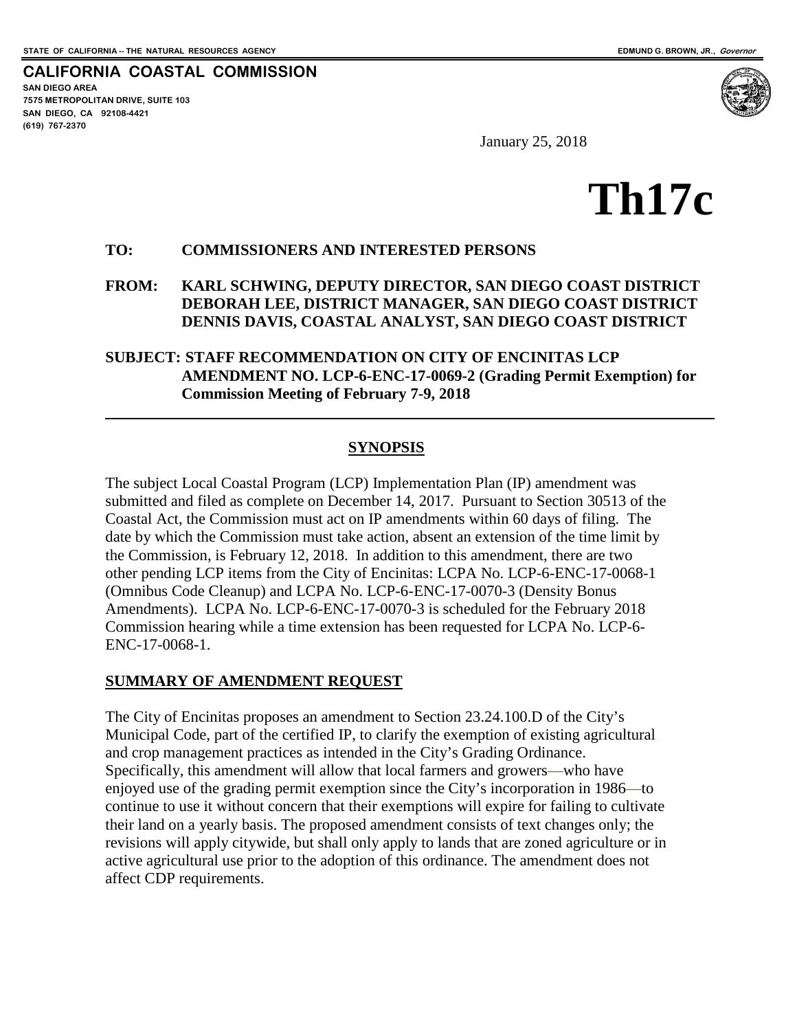STATE OF CALIFORNIA -- THE NATURAL RESOURCES AGENCY

EDMUND G. BROWN, JR., *Governor*

**CALIFORNIA COASTAL COMMISSION**

SAN DIEGO AREA
7575 METROPOLITAN DRIVE, SUITE 103
SAN DIEGO, CA 92108-4421
(619) 767-2370

January 25, 2018

# Th17c

**TO:** **COMMISSIONERS AND INTERESTED PERSONS**

**FROM:** **KARL SCHWING, DEPUTY DIRECTOR, SAN DIEGO COAST DISTRICT**
**DEBORAH LEE, DISTRICT MANAGER, SAN DIEGO COAST DISTRICT**
**DENNIS DAVIS, COASTAL ANALYST, SAN DIEGO COAST DISTRICT**

**SUBJECT: STAFF RECOMMENDATION ON CITY OF ENCINITAS LCP AMENDMENT NO. LCP-6-ENC-17-0069-2 (Grading Permit Exemption) for Commission Meeting of February 7-9, 2018**

---

## SYNOPSIS

The subject Local Coastal Program (LCP) Implementation Plan (IP) amendment was submitted and filed as complete on December 14, 2017. Pursuant to Section 30513 of the Coastal Act, the Commission must act on IP amendments within 60 days of filing. The date by which the Commission must take action, absent an extension of the time limit by the Commission, is February 12, 2018. In addition to this amendment, there are two other pending LCP items from the City of Encinitas: LCPA No. LCP-6-ENC-17-0068-1 (Omnibus Code Cleanup) and LCPA No. LCP-6-ENC-17-0070-3 (Density Bonus Amendments). LCPA No. LCP-6-ENC-17-0070-3 is scheduled for the February 2018 Commission hearing while a time extension has been requested for LCPA No. LCP-6-ENC-17-0068-1.

## SUMMARY OF AMENDMENT REQUEST

The City of Encinitas proposes an amendment to Section 23.24.100.D of the City's Municipal Code, part of the certified IP, to clarify the exemption of existing agricultural and crop management practices as intended in the City's Grading Ordinance. Specifically, this amendment will allow that local farmers and growers—who have enjoyed use of the grading permit exemption since the City's incorporation in 1986—to continue to use it without concern that their exemptions will expire for failing to cultivate their land on a yearly basis. The proposed amendment consists of text changes only; the revisions will apply citywide, but shall only apply to lands that are zoned agriculture or in active agricultural use prior to the adoption of this ordinance. The amendment does not affect CDP requirements.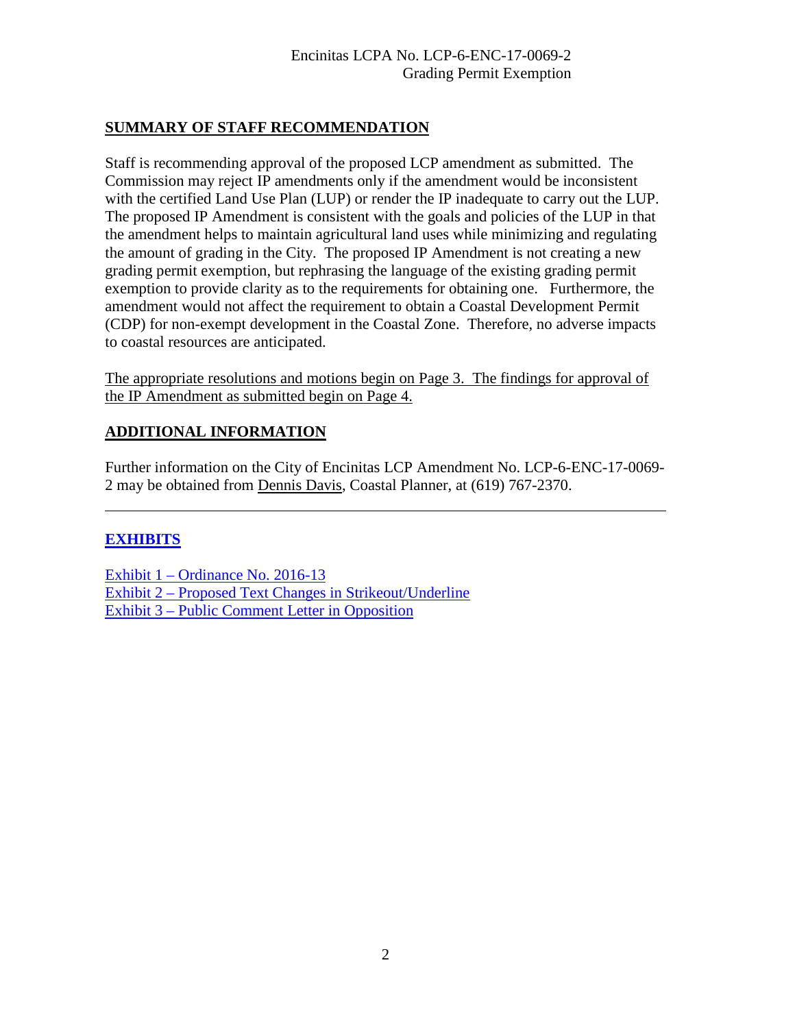## SUMMARY OF STAFF RECOMMENDATION

Staff is recommending approval of the proposed LCP amendment as submitted. The Commission may reject IP amendments only if the amendment would be inconsistent with the certified Land Use Plan (LUP) or render the IP inadequate to carry out the LUP. The proposed IP Amendment is consistent with the goals and policies of the LUP in that the amendment helps to maintain agricultural land uses while minimizing and regulating the amount of grading in the City. The proposed IP Amendment is not creating a new grading permit exemption, but rephrasing the language of the existing grading permit exemption to provide clarity as to the requirements for obtaining one. Furthermore, the amendment would not affect the requirement to obtain a Coastal Development Permit (CDP) for non-exempt development in the Coastal Zone. Therefore, no adverse impacts to coastal resources are anticipated.

The appropriate resolutions and motions begin on Page 3. The findings for approval of the IP Amendment as submitted begin on Page 4.

## ADDITIONAL INFORMATION

Further information on the City of Encinitas LCP Amendment No. LCP-6-ENC-17-0069-2 may be obtained from Dennis Davis, Coastal Planner, at (619) 767-2370.

---

## EXHIBITS

Exhibit 1 – Ordinance No. 2016-13
Exhibit 2 – Proposed Text Changes in Strikeout/Underline
Exhibit 3 – Public Comment Letter in Opposition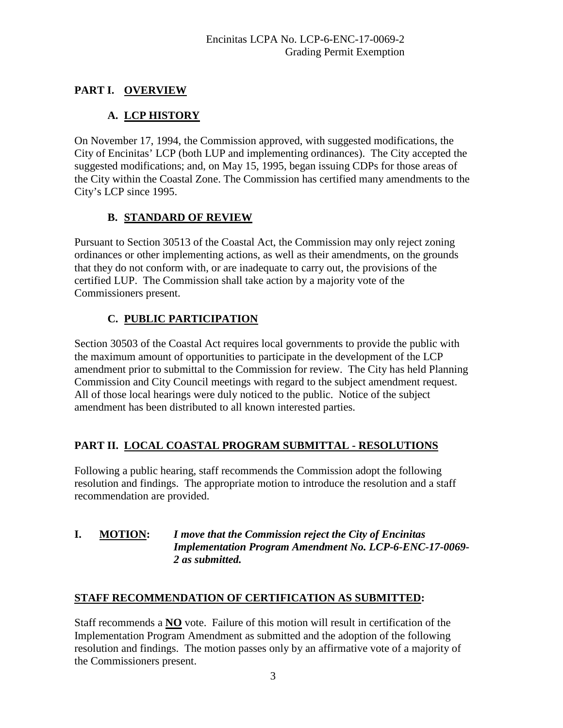## PART I. OVERVIEW

### A. LCP HISTORY

On November 17, 1994, the Commission approved, with suggested modifications, the City of Encinitas' LCP (both LUP and implementing ordinances). The City accepted the suggested modifications; and, on May 15, 1995, began issuing CDPs for those areas of the City within the Coastal Zone. The Commission has certified many amendments to the City's LCP since 1995.

### B. STANDARD OF REVIEW

Pursuant to Section 30513 of the Coastal Act, the Commission may only reject zoning ordinances or other implementing actions, as well as their amendments, on the grounds that they do not conform with, or are inadequate to carry out, the provisions of the certified LUP. The Commission shall take action by a majority vote of the Commissioners present.

### C. PUBLIC PARTICIPATION

Section 30503 of the Coastal Act requires local governments to provide the public with the maximum amount of opportunities to participate in the development of the LCP amendment prior to submittal to the Commission for review. The City has held Planning Commission and City Council meetings with regard to the subject amendment request. All of those local hearings were duly noticed to the public. Notice of the subject amendment has been distributed to all known interested parties.

## PART II. LOCAL COASTAL PROGRAM SUBMITTAL - RESOLUTIONS

Following a public hearing, staff recommends the Commission adopt the following resolution and findings. The appropriate motion to introduce the resolution and a staff recommendation are provided.

**I. MOTION:** ***I move that the Commission reject the City of Encinitas Implementation Program Amendment No. LCP-6-ENC-17-0069-2 as submitted.***

**STAFF RECOMMENDATION OF CERTIFICATION AS SUBMITTED:**

Staff recommends a **NO** vote. Failure of this motion will result in certification of the Implementation Program Amendment as submitted and the adoption of the following resolution and findings. The motion passes only by an affirmative vote of a majority of the Commissioners present.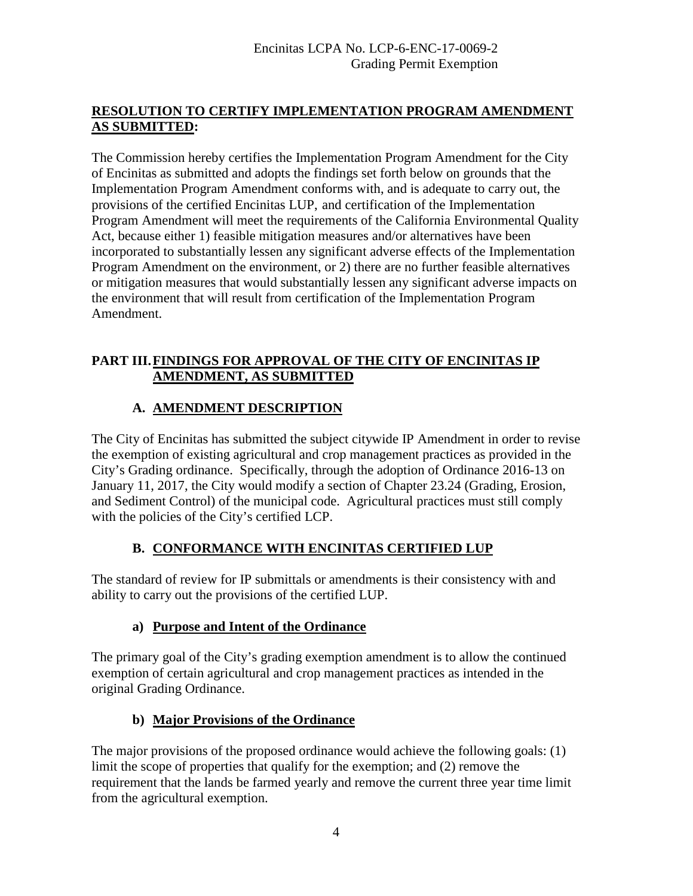## RESOLUTION TO CERTIFY IMPLEMENTATION PROGRAM AMENDMENT AS SUBMITTED:

The Commission hereby certifies the Implementation Program Amendment for the City of Encinitas as submitted and adopts the findings set forth below on grounds that the Implementation Program Amendment conforms with, and is adequate to carry out, the provisions of the certified Encinitas LUP, and certification of the Implementation Program Amendment will meet the requirements of the California Environmental Quality Act, because either 1) feasible mitigation measures and/or alternatives have been incorporated to substantially lessen any significant adverse effects of the Implementation Program Amendment on the environment, or 2) there are no further feasible alternatives or mitigation measures that would substantially lessen any significant adverse impacts on the environment that will result from certification of the Implementation Program Amendment.

## PART III. FINDINGS FOR APPROVAL OF THE CITY OF ENCINITAS IP AMENDMENT, AS SUBMITTED

### A. AMENDMENT DESCRIPTION

The City of Encinitas has submitted the subject citywide IP Amendment in order to revise the exemption of existing agricultural and crop management practices as provided in the City's Grading ordinance. Specifically, through the adoption of Ordinance 2016-13 on January 11, 2017, the City would modify a section of Chapter 23.24 (Grading, Erosion, and Sediment Control) of the municipal code. Agricultural practices must still comply with the policies of the City's certified LCP.

### B. CONFORMANCE WITH ENCINITAS CERTIFIED LUP

The standard of review for IP submittals or amendments is their consistency with and ability to carry out the provisions of the certified LUP.

#### a) Purpose and Intent of the Ordinance

The primary goal of the City's grading exemption amendment is to allow the continued exemption of certain agricultural and crop management practices as intended in the original Grading Ordinance.

#### b) Major Provisions of the Ordinance

The major provisions of the proposed ordinance would achieve the following goals: (1) limit the scope of properties that qualify for the exemption; and (2) remove the requirement that the lands be farmed yearly and remove the current three year time limit from the agricultural exemption.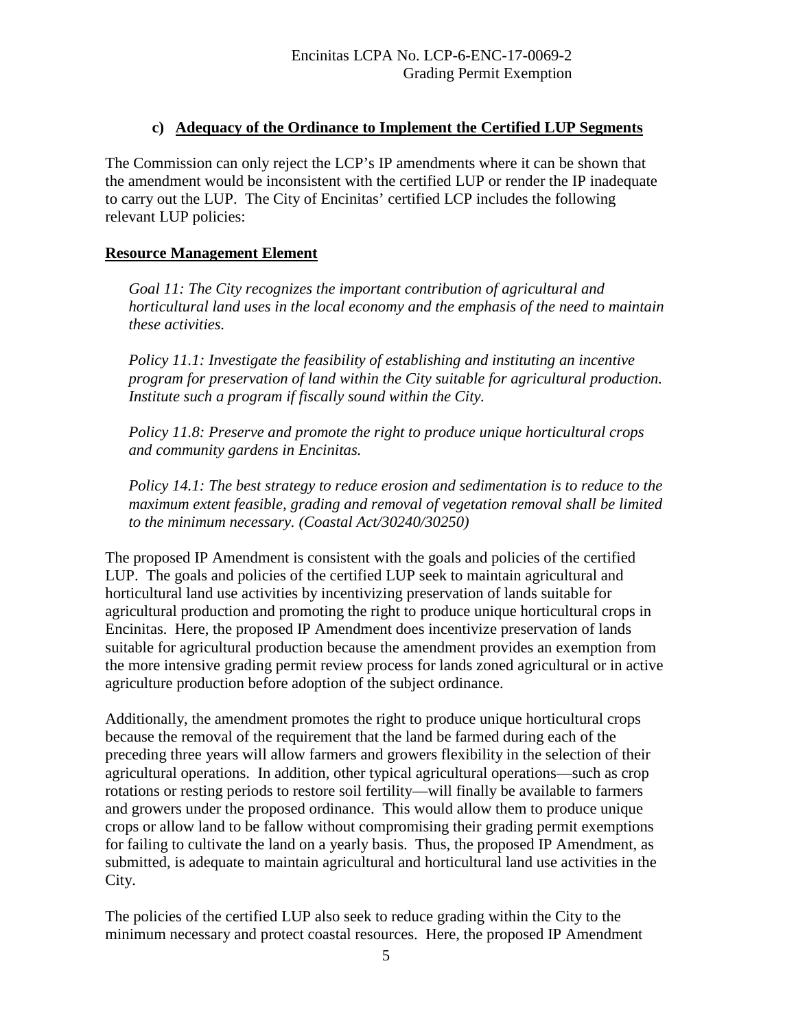### c) Adequacy of the Ordinance to Implement the Certified LUP Segments

The Commission can only reject the LCP's IP amendments where it can be shown that the amendment would be inconsistent with the certified LUP or render the IP inadequate to carry out the LUP. The City of Encinitas' certified LCP includes the following relevant LUP policies:

**Resource Management Element**

> *Goal 11: The City recognizes the important contribution of agricultural and horticultural land uses in the local economy and the emphasis of the need to maintain these activities.*
>
> *Policy 11.1: Investigate the feasibility of establishing and instituting an incentive program for preservation of land within the City suitable for agricultural production. Institute such a program if fiscally sound within the City.*
>
> *Policy 11.8: Preserve and promote the right to produce unique horticultural crops and community gardens in Encinitas.*
>
> *Policy 14.1: The best strategy to reduce erosion and sedimentation is to reduce to the maximum extent feasible, grading and removal of vegetation removal shall be limited to the minimum necessary. (Coastal Act/30240/30250)*

The proposed IP Amendment is consistent with the goals and policies of the certified LUP. The goals and policies of the certified LUP seek to maintain agricultural and horticultural land use activities by incentivizing preservation of lands suitable for agricultural production and promoting the right to produce unique horticultural crops in Encinitas. Here, the proposed IP Amendment does incentivize preservation of lands suitable for agricultural production because the amendment provides an exemption from the more intensive grading permit review process for lands zoned agricultural or in active agriculture production before adoption of the subject ordinance.

Additionally, the amendment promotes the right to produce unique horticultural crops because the removal of the requirement that the land be farmed during each of the preceding three years will allow farmers and growers flexibility in the selection of their agricultural operations. In addition, other typical agricultural operations—such as crop rotations or resting periods to restore soil fertility—will finally be available to farmers and growers under the proposed ordinance. This would allow them to produce unique crops or allow land to be fallow without compromising their grading permit exemptions for failing to cultivate the land on a yearly basis. Thus, the proposed IP Amendment, as submitted, is adequate to maintain agricultural and horticultural land use activities in the City.

The policies of the certified LUP also seek to reduce grading within the City to the minimum necessary and protect coastal resources. Here, the proposed IP Amendment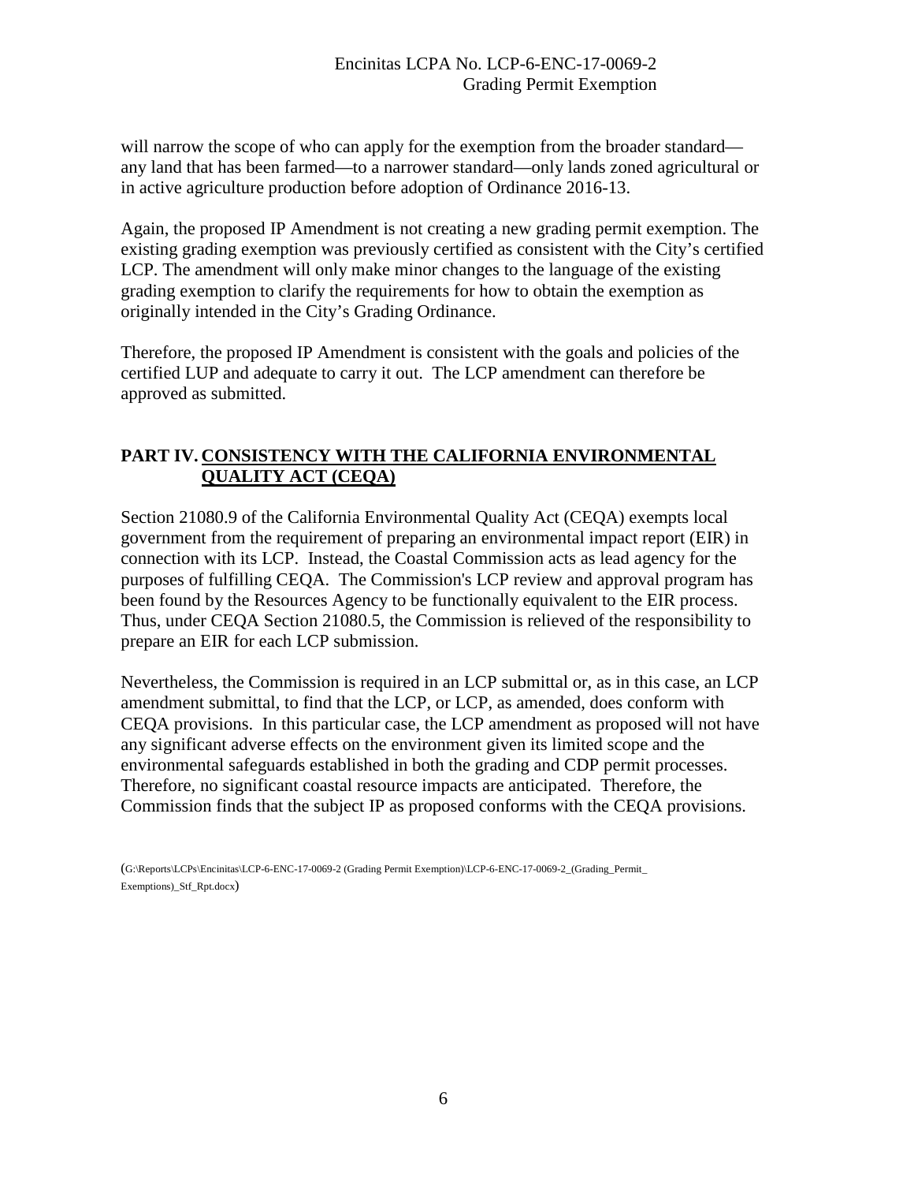will narrow the scope of who can apply for the exemption from the broader standard—any land that has been farmed—to a narrower standard—only lands zoned agricultural or in active agriculture production before adoption of Ordinance 2016-13.

Again, the proposed IP Amendment is not creating a new grading permit exemption. The existing grading exemption was previously certified as consistent with the City's certified LCP. The amendment will only make minor changes to the language of the existing grading exemption to clarify the requirements for how to obtain the exemption as originally intended in the City's Grading Ordinance.

Therefore, the proposed IP Amendment is consistent with the goals and policies of the certified LUP and adequate to carry it out. The LCP amendment can therefore be approved as submitted.

## PART IV. CONSISTENCY WITH THE CALIFORNIA ENVIRONMENTAL QUALITY ACT (CEQA)

Section 21080.9 of the California Environmental Quality Act (CEQA) exempts local government from the requirement of preparing an environmental impact report (EIR) in connection with its LCP. Instead, the Coastal Commission acts as lead agency for the purposes of fulfilling CEQA. The Commission's LCP review and approval program has been found by the Resources Agency to be functionally equivalent to the EIR process. Thus, under CEQA Section 21080.5, the Commission is relieved of the responsibility to prepare an EIR for each LCP submission.

Nevertheless, the Commission is required in an LCP submittal or, as in this case, an LCP amendment submittal, to find that the LCP, or LCP, as amended, does conform with CEQA provisions. In this particular case, the LCP amendment as proposed will not have any significant adverse effects on the environment given its limited scope and the environmental safeguards established in both the grading and CDP permit processes. Therefore, no significant coastal resource impacts are anticipated. Therefore, the Commission finds that the subject IP as proposed conforms with the CEQA provisions.

(G:\Reports\LCPs\Encinitas\LCP-6-ENC-17-0069-2 (Grading Permit Exemption)\LCP-6-ENC-17-0069-2_(Grading_Permit_Exemptions)_Stf_Rpt.docx)